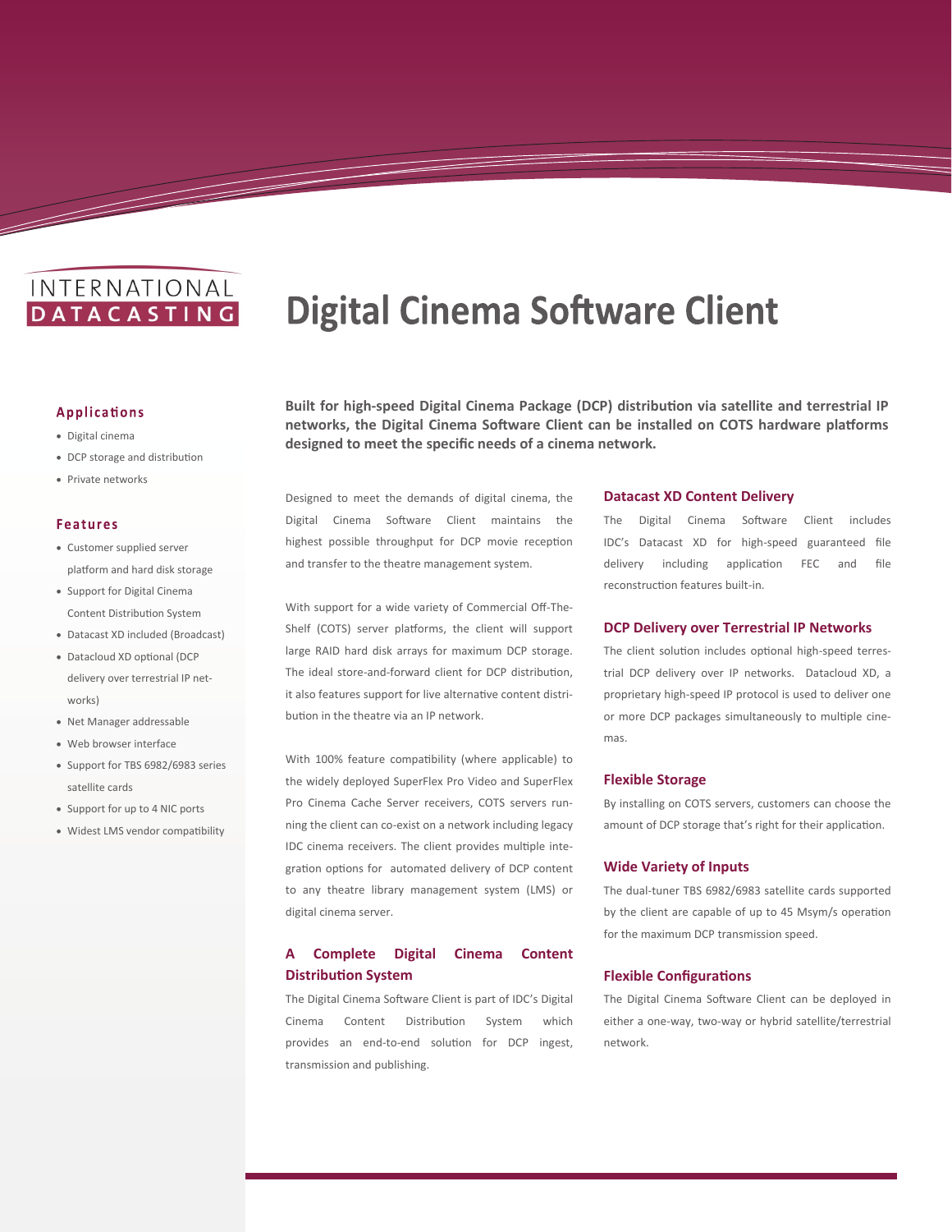INTERNATIONAL DATACASTING

# Digital Cinema Software Client

## Applications

- Digital cinema
- DCP storage and distribution
- Private networks

## Features

- Customer supplied server platform and hard disk storage
- Support for Digital Cinema Content Distribution System
- Datacast XD included (Broadcast)
- Datacloud XD optional (DCP delivery over terrestrial IP networks)
- Net Manager addressable
- Web browser interface
- Support for TBS 6982/6983 series satellite cards
- Support for up to 4 NIC ports
- Widest LMS vendor compatibility

**Built for high-speed Digital Cinema Package (DCP) distribution via satellite and terrestrial IP networks, the Digital Cinema Software Client can be installed on COTS hardware platforms designed to meet the specific needs of a cinema network.**

Designed to meet the demands of digital cinema, the Digital Cinema Software Client maintains the highest possible throughput for DCP movie reception and transfer to the theatre management system.

With support for a wide variety of Commercial Off-The-Shelf (COTS) server platforms, the client will support large RAID hard disk arrays for maximum DCP storage. The ideal store-and-forward client for DCP distribution, it also features support for live alternative content distribution in the theatre via an IP network.

With 100% feature compatibility (where applicable) to the widely deployed SuperFlex Pro Video and SuperFlex Pro Cinema Cache Server receivers, COTS servers running the client can co-exist on a network including legacy IDC cinema receivers. The client provides multiple integration options for automated delivery of DCP content to any theatre library management system (LMS) or digital cinema server.

### A Complete Digital Cinema Content Distribution System

The Digital Cinema Software Client is part of IDC's Digital Cinema Content Distribution System which provides an end-to-end solution for DCP ingest, transmission and publishing.

### Datacast XD Content Delivery

The Digital Cinema Software Client includes IDC's Datacast XD for high-speed guaranteed file delivery including application FEC and file reconstruction features built-in.

### DCP Delivery over Terrestrial IP Networks

The client solution includes optional high-speed terrestrial DCP delivery over IP networks. Datacloud XD, a proprietary high-speed IP protocol is used to deliver one or more DCP packages simultaneously to multiple cinemas.

### Flexible Storage

By installing on COTS servers, customers can choose the amount of DCP storage that's right for their application.

### Wide Variety of Inputs

The dual-tuner TBS 6982/6983 satellite cards supported by the client are capable of up to 45 Msym/s operation for the maximum DCP transmission speed.

### Flexible Configurations

The Digital Cinema Software Client can be deployed in either a one-way, two-way or hybrid satellite/terrestrial network.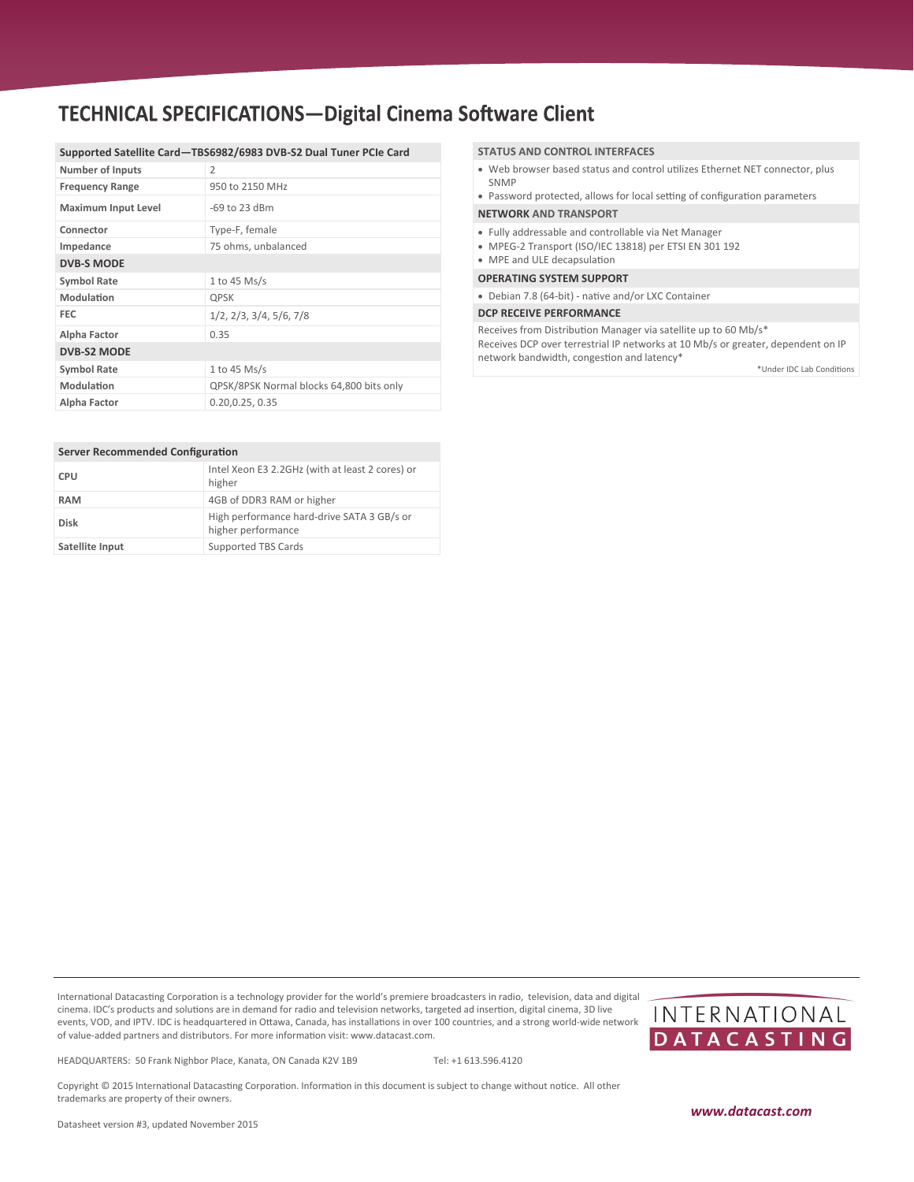# TECHNICAL SPECIFICATIONS—Digital Cinema Software Client

| Supported Satellite Card—TBS6982/6983 DVB-S2 Dual Tuner PCIe Card | |
|---|---|
| **Number of Inputs** | 2 |
| **Frequency Range** | 950 to 2150 MHz |
| **Maximum Input Level** | -69 to 23 dBm |
| **Connector** | Type-F, female |
| **Impedance** | 75 ohms, unbalanced |
| **DVB-S MODE** | |
| **Symbol Rate** | 1 to 45 Ms/s |
| **Modulation** | QPSK |
| **FEC** | 1/2, 2/3, 3/4, 5/6, 7/8 |
| **Alpha Factor** | 0.35 |
| **DVB-S2 MODE** | |
| **Symbol Rate** | 1 to 45 Ms/s |
| **Modulation** | QPSK/8PSK Normal blocks 64,800 bits only |
| **Alpha Factor** | 0.20,0.25, 0.35 |

| Server Recommended Configuration | |
|---|---|
| **CPU** | Intel Xeon E3 2.2GHz (with at least 2 cores) or higher |
| **RAM** | 4GB of DDR3 RAM or higher |
| **Disk** | High performance hard-drive SATA 3 GB/s or higher performance |
| **Satellite Input** | Supported TBS Cards |

### STATUS AND CONTROL INTERFACES

- Web browser based status and control utilizes Ethernet NET connector, plus SNMP
- Password protected, allows for local setting of configuration parameters

### NETWORK AND TRANSPORT

- Fully addressable and controllable via Net Manager
- MPEG-2 Transport (ISO/IEC 13818) per ETSI EN 301 192
- MPE and ULE decapsulation

### OPERATING SYSTEM SUPPORT

- Debian 7.8 (64-bit) - native and/or LXC Container

### DCP RECEIVE PERFORMANCE

Receives from Distribution Manager via satellite up to 60 Mb/s*
Receives DCP over terrestrial IP networks at 10 Mb/s or greater, dependent on IP network bandwidth, congestion and latency*

*Under IDC Lab Conditions

---

International Datacasting Corporation is a technology provider for the world's premiere broadcasters in radio, television, data and digital cinema. IDC's products and solutions are in demand for radio and television networks, targeted ad insertion, digital cinema, 3D live events, VOD, and IPTV. IDC is headquartered in Ottawa, Canada, has installations in over 100 countries, and a strong world-wide network of value-added partners and distributors. For more information visit: www.datacast.com.

INTERNATIONAL DATACASTING

HEADQUARTERS: 50 Frank Nighbor Place, Kanata, ON Canada K2V 1B9 Tel: +1 613.596.4120

Copyright © 2015 International Datacasting Corporation. Information in this document is subject to change without notice. All other trademarks are property of their owners.

*www.datacast.com*

Datasheet version #3, updated November 2015